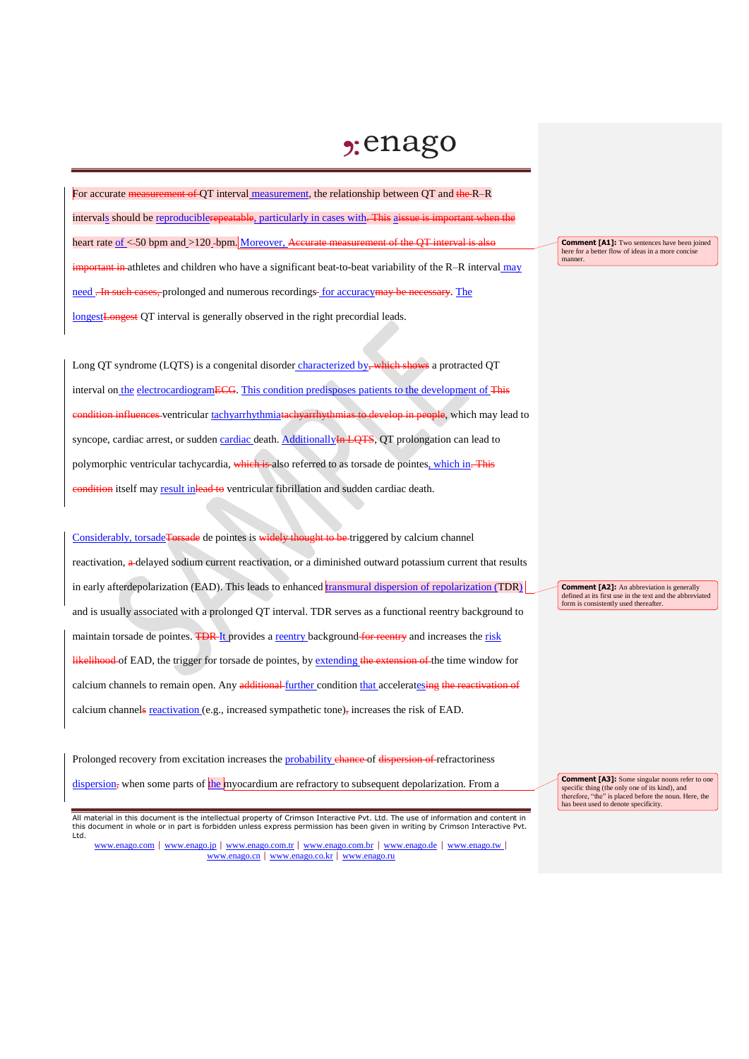For accurate ~~measurement of~~ QT interval measurement, the relationship between QT and ~~the~~ R–R intervals should be reproducible~~repeatable~~, particularly in cases with~~. This~~ a~~issue is important when the~~ heart rate of <~~-~~50 bpm and >120 ~~-~~bpm. Moreover, ~~Accurate measurement of the QT interval is also important in~~ athletes and children who have a significant beat-to-beat variability of the R–R interval may need ~~. In such cases,~~ prolonged and numerous recordings~~-~~ for accuracy~~may be necessary~~. The longest~~Longest~~ QT interval is generally observed in the right precordial leads.

Long QT syndrome (LQTS) is a congenital disorder characterized by~~, which shows~~ a protracted QT interval on the electrocardiogram~~ECG~~. This condition predisposes patients to the development of ~~This condition influences~~ ventricular tachyarrhythmia~~tachyarrhythmias to develop in people~~, which may lead to syncope, cardiac arrest, or sudden cardiac death. Additionally~~In LQTS~~, QT prolongation can lead to polymorphic ventricular tachycardia, ~~which is~~ also referred to as torsade de pointes, which in~~. This condition~~ itself may result in~~lead to~~ ventricular fibrillation and sudden cardiac death.

Considerably, torsade~~Torsade~~ de pointes is ~~widely thought to be~~ triggered by calcium channel reactivation, ~~a~~ delayed sodium current reactivation, or a diminished outward potassium current that results in early afterdepolarization (EAD). This leads to enhanced transmural dispersion of repolarization (TDR) and is usually associated with a prolonged QT interval. TDR serves as a functional reentry background to maintain torsade de pointes. ~~TDR~~ It provides a reentry background ~~for reentry~~ and increases the risk ~~likelihood~~ of EAD, the trigger for torsade de pointes, by extending ~~the extension of~~ the time window for calcium channels to remain open. Any ~~additional~~ further condition that accelerates~~ing~~ ~~the reactivation of~~ calcium channel~~s~~ reactivation (e.g., increased sympathetic tone)~~,~~ increases the risk of EAD.

Prolonged recovery from excitation increases the probability ~~chance~~ of ~~dispersion of~~ refractoriness dispersion~~,~~ when some parts of the myocardium are refractory to subsequent depolarization. From a

---

**Comment [A1]:** Two sentences have been joined here for a better flow of ideas in a more concise manner.

**Comment [A2]:** An abbreviation is generally defined at its first use in the text and the abbreviated form is consistently used thereafter.

**Comment [A3]:** Some singular nouns refer to one specific thing (the only one of its kind), and therefore, "the" is placed before the noun. Here, the has been used to denote specificity.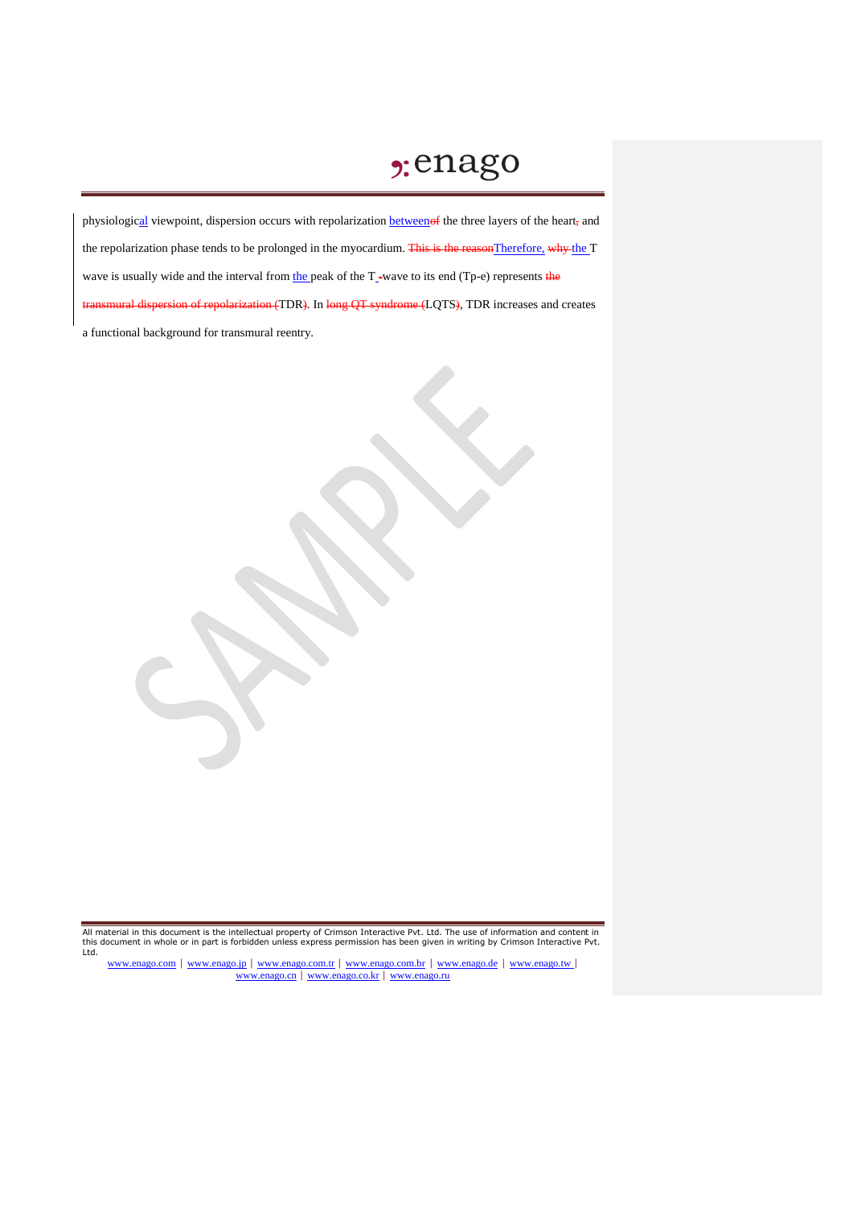physiological viewpoint, dispersion occurs with repolarization betweenof the three layers of the heart, and the repolarization phase tends to be prolonged in the myocardium. This is the reasonTherefore, why the T wave is usually wide and the interval from the peak of the T -wave to its end (Tp-e) represents the transmural dispersion of repolarization (TDR). In long QT syndrome (LQTS), TDR increases and creates a functional background for transmural reentry.